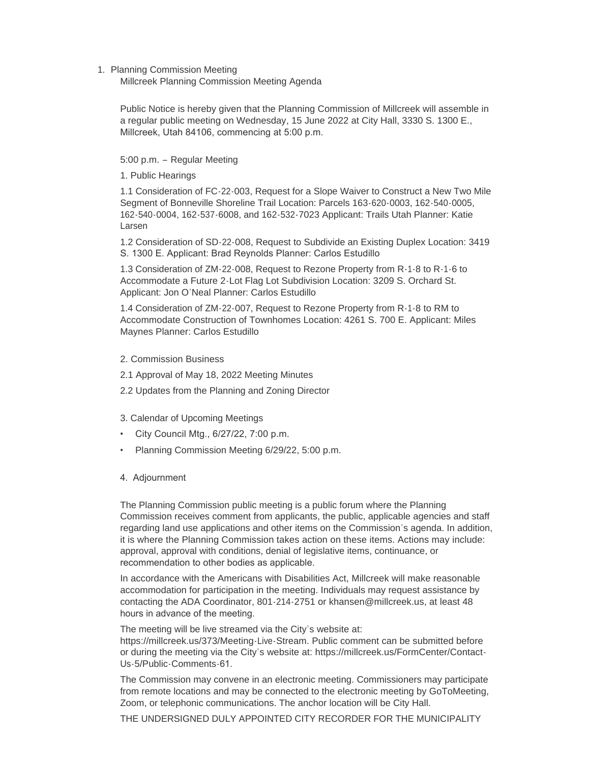1. Planning Commission Meeting

   Millcreek Planning Commission Meeting Agenda

   Public Notice is hereby given that the Planning Commission of Millcreek will assemble in a regular public meeting on Wednesday, 15 June 2022 at City Hall, 3330 S. 1300 E., Millcreek, Utah 84106, commencing at 5:00 p.m.

   5:00 p.m. – Regular Meeting

   1. Public Hearings

   1.1 Consideration of FC-22-003, Request for a Slope Waiver to Construct a New Two Mile Segment of Bonneville Shoreline Trail Location: Parcels 163-620-0003, 162-540-0005, 162-540-0004, 162-537-6008, and 162-532-7023 Applicant: Trails Utah Planner: Katie Larsen

   1.2 Consideration of SD-22-008, Request to Subdivide an Existing Duplex Location: 3419 S. 1300 E. Applicant: Brad Reynolds Planner: Carlos Estudillo

   1.3 Consideration of ZM-22-008, Request to Rezone Property from R-1-8 to R-1-6 to Accommodate a Future 2-Lot Flag Lot Subdivision Location: 3209 S. Orchard St. Applicant: Jon O'Neal Planner: Carlos Estudillo

   1.4 Consideration of ZM-22-007, Request to Rezone Property from R-1-8 to RM to Accommodate Construction of Townhomes Location: 4261 S. 700 E. Applicant: Miles Maynes Planner: Carlos Estudillo

   2. Commission Business

   2.1 Approval of May 18, 2022 Meeting Minutes

   2.2 Updates from the Planning and Zoning Director

   3. Calendar of Upcoming Meetings

   - City Council Mtg., 6/27/22, 7:00 p.m.
   - Planning Commission Meeting 6/29/22, 5:00 p.m.

   4. Adjournment

   The Planning Commission public meeting is a public forum where the Planning Commission receives comment from applicants, the public, applicable agencies and staff regarding land use applications and other items on the Commission's agenda. In addition, it is where the Planning Commission takes action on these items. Actions may include: approval, approval with conditions, denial of legislative items, continuance, or recommendation to other bodies as applicable.

   In accordance with the Americans with Disabilities Act, Millcreek will make reasonable accommodation for participation in the meeting. Individuals may request assistance by contacting the ADA Coordinator, 801-214-2751 or khansen@millcreek.us, at least 48 hours in advance of the meeting.

   The meeting will be live streamed via the City's website at: https://millcreek.us/373/Meeting-Live-Stream. Public comment can be submitted before or during the meeting via the City's website at: https://millcreek.us/FormCenter/Contact-Us-5/Public-Comments-61.

   The Commission may convene in an electronic meeting. Commissioners may participate from remote locations and may be connected to the electronic meeting by GoToMeeting, Zoom, or telephonic communications. The anchor location will be City Hall.

   THE UNDERSIGNED DULY APPOINTED CITY RECORDER FOR THE MUNICIPALITY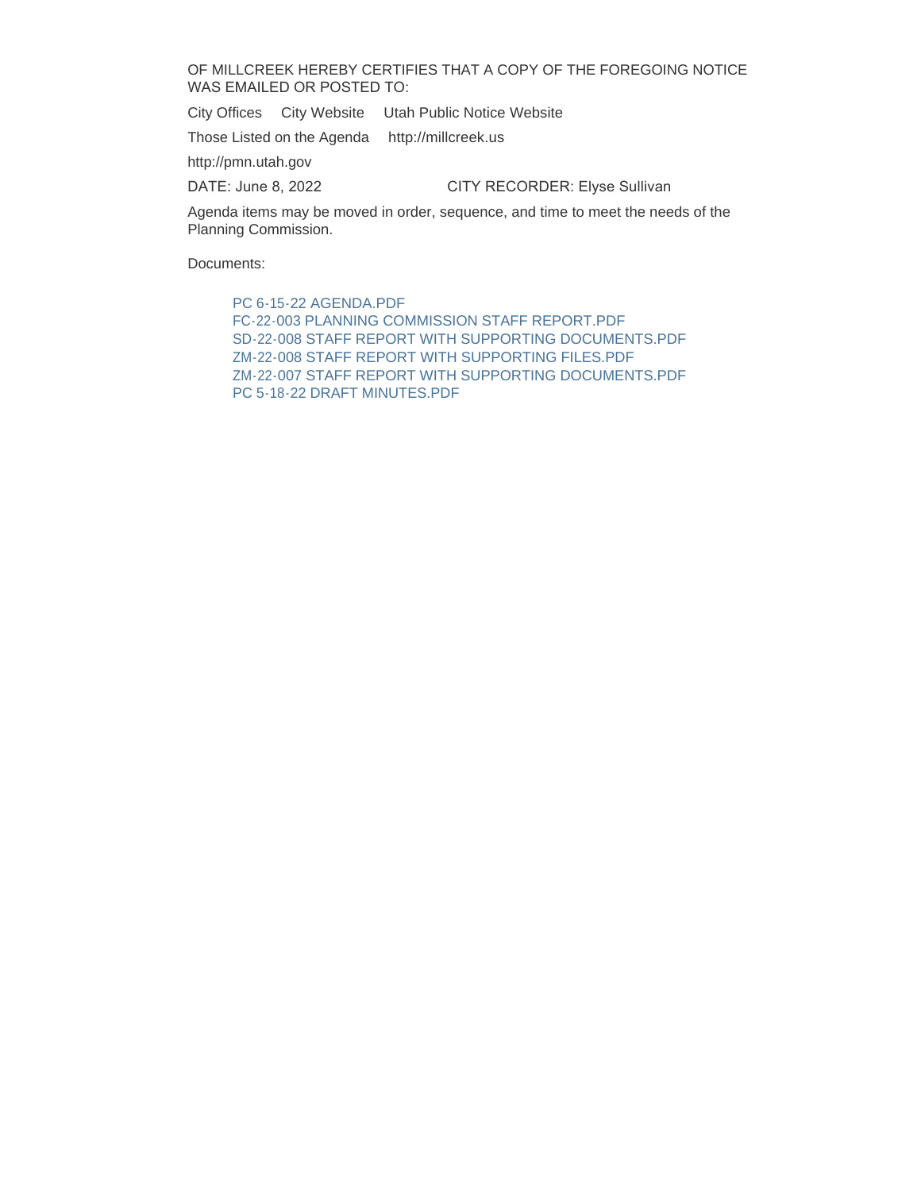OF MILLCREEK HEREBY CERTIFIES THAT A COPY OF THE FOREGOING NOTICE WAS EMAILED OR POSTED TO:

City Offices   City Website   Utah Public Notice Website

Those Listed on the Agenda   http://millcreek.us

http://pmn.utah.gov

DATE: June 8, 2022   CITY RECORDER: Elyse Sullivan

Agenda items may be moved in order, sequence, and time to meet the needs of the Planning Commission.

Documents:

- PC 6-15-22 AGENDA.PDF
- FC-22-003 PLANNING COMMISSION STAFF REPORT.PDF
- SD-22-008 STAFF REPORT WITH SUPPORTING DOCUMENTS.PDF
- ZM-22-008 STAFF REPORT WITH SUPPORTING FILES.PDF
- ZM-22-007 STAFF REPORT WITH SUPPORTING DOCUMENTS.PDF
- PC 5-18-22 DRAFT MINUTES.PDF